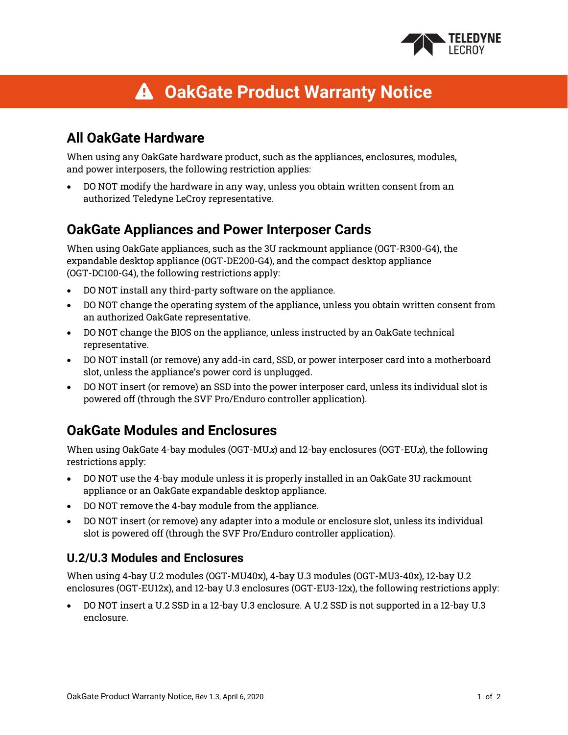# OakGate Product Warranty Notice

## All OakGate Hardware

When using any OakGate hardware product, such as the appliances, enclosures, modules, and power interposers, the following restriction applies:

- DO NOT modify the hardware in any way, unless you obtain written consent from an authorized Teledyne LeCroy representative.

## OakGate Appliances and Power Interposer Cards

When using OakGate appliances, such as the 3U rackmount appliance (OGT-R300-G4), the expandable desktop appliance (OGT-DE200-G4), and the compact desktop appliance (OGT-DC100-G4), the following restrictions apply:

- DO NOT install any third-party software on the appliance.
- DO NOT change the operating system of the appliance, unless you obtain written consent from an authorized OakGate representative.
- DO NOT change the BIOS on the appliance, unless instructed by an OakGate technical representative.
- DO NOT install (or remove) any add-in card, SSD, or power interposer card into a motherboard slot, unless the appliance's power cord is unplugged.
- DO NOT insert (or remove) an SSD into the power interposer card, unless its individual slot is powered off (through the SVF Pro/Enduro controller application).

## OakGate Modules and Enclosures

When using OakGate 4-bay modules (OGT-MU*x*) and 12-bay enclosures (OGT-EU*x*), the following restrictions apply:

- DO NOT use the 4-bay module unless it is properly installed in an OakGate 3U rackmount appliance or an OakGate expandable desktop appliance.
- DO NOT remove the 4-bay module from the appliance.
- DO NOT insert (or remove) any adapter into a module or enclosure slot, unless its individual slot is powered off (through the SVF Pro/Enduro controller application).

### U.2/U.3 Modules and Enclosures

When using 4-bay U.2 modules (OGT-MU40x), 4-bay U.3 modules (OGT-MU3-40x), 12-bay U.2 enclosures (OGT-EU12x), and 12-bay U.3 enclosures (OGT-EU3-12x), the following restrictions apply:

- DO NOT insert a U.2 SSD in a 12-bay U.3 enclosure. A U.2 SSD is not supported in a 12-bay U.3 enclosure.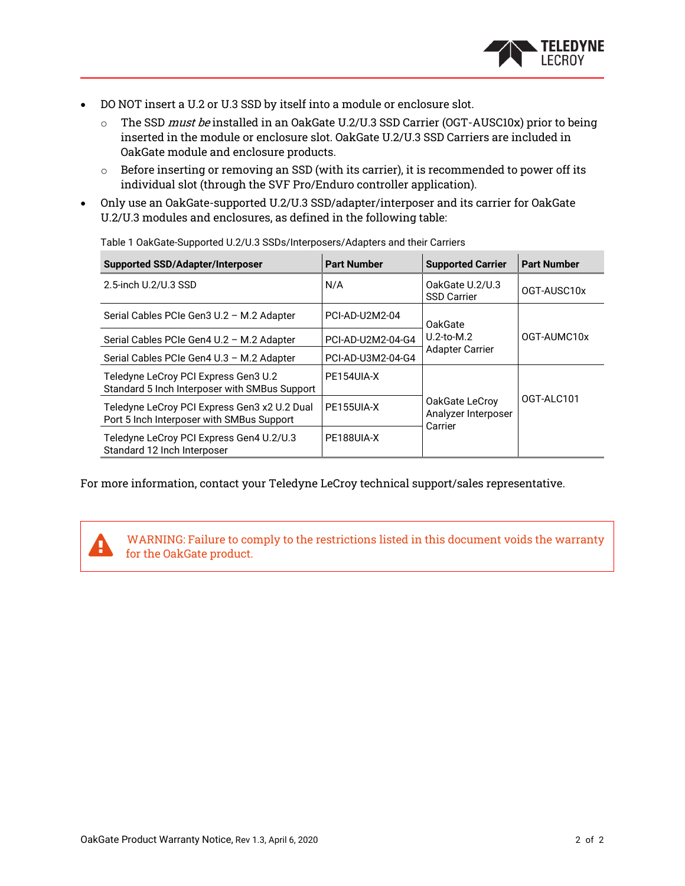- DO NOT insert a U.2 or U.3 SSD by itself into a module or enclosure slot.
  - The SSD *must be* installed in an OakGate U.2/U.3 SSD Carrier (OGT-AUSC10x) prior to being inserted in the module or enclosure slot. OakGate U.2/U.3 SSD Carriers are included in OakGate module and enclosure products.
  - Before inserting or removing an SSD (with its carrier), it is recommended to power off its individual slot (through the SVF Pro/Enduro controller application).
- Only use an OakGate-supported U.2/U.3 SSD/adapter/interposer and its carrier for OakGate U.2/U.3 modules and enclosures, as defined in the following table:

Table 1 OakGate-Supported U.2/U.3 SSDs/Interposers/Adapters and their Carriers

| Supported SSD/Adapter/Interposer | Part Number | Supported Carrier | Part Number |
|---|---|---|---|
| 2.5-inch U.2/U.3 SSD | N/A | OakGate U.2/U.3 SSD Carrier | OGT-AUSC10x |
| Serial Cables PCIe Gen3 U.2 – M.2 Adapter | PCI-AD-U2M2-04 | OakGate U.2-to-M.2 Adapter Carrier | OGT-AUMC10x |
| Serial Cables PCIe Gen4 U.2 – M.2 Adapter | PCI-AD-U2M2-04-G4 | | |
| Serial Cables PCIe Gen4 U.3 – M.2 Adapter | PCI-AD-U3M2-04-G4 | | |
| Teledyne LeCroy PCI Express Gen3 U.2 Standard 5 Inch Interposer with SMBus Support | PE154UIA-X | OakGate LeCroy Analyzer Interposer Carrier | OGT-ALC101 |
| Teledyne LeCroy PCI Express Gen3 x2 U.2 Dual Port 5 Inch Interposer with SMBus Support | PE155UIA-X | | |
| Teledyne LeCroy PCI Express Gen4 U.2/U.3 Standard 12 Inch Interposer | PE188UIA-X | | |

For more information, contact your Teledyne LeCroy technical support/sales representative.

WARNING: Failure to comply to the restrictions listed in this document voids the warranty for the OakGate product.